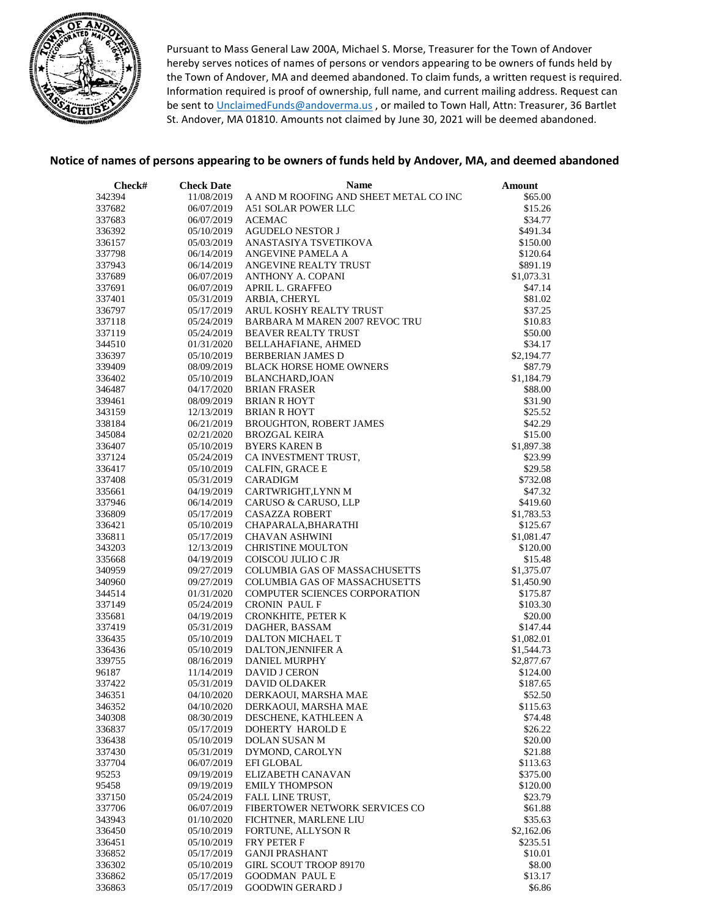Pursuant to Mass General Law 200A, Michael S. Morse, Treasurer for the Town of Andover hereby serves notices of names of persons or vendors appearing to be owners of funds held by the Town of Andover, MA and deemed abandoned. To claim funds, a written request is required. Information required is proof of ownership, full name, and current mailing address. Request can be sent to UnclaimedFunds@andoverma.us , or mailed to Town Hall, Attn: Treasurer, 36 Bartlet St. Andover, MA 01810. Amounts not claimed by June 30, 2021 will be deemed abandoned.

## Notice of names of persons appearing to be owners of funds held by Andover, MA, and deemed abandoned

| Check# | Check Date | Name | Amount |
|---|---|---|---|
| 342394 | 11/08/2019 | A AND M ROOFING AND SHEET METAL CO INC | $65.00 |
| 337682 | 06/07/2019 | A51 SOLAR POWER LLC | $15.26 |
| 337683 | 06/07/2019 | ACEMAC | $34.77 |
| 336392 | 05/10/2019 | AGUDELO NESTOR J | $491.34 |
| 336157 | 05/03/2019 | ANASTASIYA TSVETIKOVA | $150.00 |
| 337798 | 06/14/2019 | ANGEVINE PAMELA A | $120.64 |
| 337943 | 06/14/2019 | ANGEVINE REALTY TRUST | $891.19 |
| 337689 | 06/07/2019 | ANTHONY A. COPANI | $1,073.31 |
| 337691 | 06/07/2019 | APRIL L. GRAFFEO | $47.14 |
| 337401 | 05/31/2019 | ARBIA, CHERYL | $81.02 |
| 336797 | 05/17/2019 | ARUL KOSHY REALTY TRUST | $37.25 |
| 337118 | 05/24/2019 | BARBARA M MAREN 2007 REVOC TRU | $10.83 |
| 337119 | 05/24/2019 | BEAVER REALTY TRUST | $50.00 |
| 344510 | 01/31/2020 | BELLAHAFIANE, AHMED | $34.17 |
| 336397 | 05/10/2019 | BERBERIAN JAMES D | $2,194.77 |
| 339409 | 08/09/2019 | BLACK HORSE HOME OWNERS | $87.79 |
| 336402 | 05/10/2019 | BLANCHARD,JOAN | $1,184.79 |
| 346487 | 04/17/2020 | BRIAN FRASER | $88.00 |
| 339461 | 08/09/2019 | BRIAN R HOYT | $31.90 |
| 343159 | 12/13/2019 | BRIAN R HOYT | $25.52 |
| 338184 | 06/21/2019 | BROUGHTON, ROBERT JAMES | $42.29 |
| 345084 | 02/21/2020 | BROZGAL KEIRA | $15.00 |
| 336407 | 05/10/2019 | BYERS KAREN B | $1,897.38 |
| 337124 | 05/24/2019 | CA INVESTMENT TRUST, | $23.99 |
| 336417 | 05/10/2019 | CALFIN, GRACE E | $29.58 |
| 337408 | 05/31/2019 | CARADIGM | $732.08 |
| 335661 | 04/19/2019 | CARTWRIGHT,LYNN M | $47.32 |
| 337946 | 06/14/2019 | CARUSO & CARUSO, LLP | $419.60 |
| 336809 | 05/17/2019 | CASAZZA ROBERT | $1,783.53 |
| 336421 | 05/10/2019 | CHAPARALA,BHARATHI | $125.67 |
| 336811 | 05/17/2019 | CHAVAN ASHWINI | $1,081.47 |
| 343203 | 12/13/2019 | CHRISTINE MOULTON | $120.00 |
| 335668 | 04/19/2019 | COISCOU JULIO C JR | $15.48 |
| 340959 | 09/27/2019 | COLUMBIA GAS OF MASSACHUSETTS | $1,375.07 |
| 340960 | 09/27/2019 | COLUMBIA GAS OF MASSACHUSETTS | $1,450.90 |
| 344514 | 01/31/2020 | COMPUTER SCIENCES CORPORATION | $175.87 |
| 337149 | 05/24/2019 | CRONIN PAUL F | $103.30 |
| 335681 | 04/19/2019 | CRONKHITE, PETER K | $20.00 |
| 337419 | 05/31/2019 | DAGHER, BASSAM | $147.44 |
| 336435 | 05/10/2019 | DALTON MICHAEL T | $1,082.01 |
| 336436 | 05/10/2019 | DALTON,JENNIFER A | $1,544.73 |
| 339755 | 08/16/2019 | DANIEL MURPHY | $2,877.67 |
| 96187 | 11/14/2019 | DAVID J CERON | $124.00 |
| 337422 | 05/31/2019 | DAVID OLDAKER | $187.65 |
| 346351 | 04/10/2020 | DERKAOUI, MARSHA MAE | $52.50 |
| 346352 | 04/10/2020 | DERKAOUI, MARSHA MAE | $115.63 |
| 340308 | 08/30/2019 | DESCHENE, KATHLEEN A | $74.48 |
| 336837 | 05/17/2019 | DOHERTY HAROLD E | $26.22 |
| 336438 | 05/10/2019 | DOLAN SUSAN M | $20.00 |
| 337430 | 05/31/2019 | DYMOND, CAROLYN | $21.88 |
| 337704 | 06/07/2019 | EFI GLOBAL | $113.63 |
| 95253 | 09/19/2019 | ELIZABETH CANAVAN | $375.00 |
| 95458 | 09/19/2019 | EMILY THOMPSON | $120.00 |
| 337150 | 05/24/2019 | FALL LINE TRUST, | $23.79 |
| 337706 | 06/07/2019 | FIBERTOWER NETWORK SERVICES CO | $61.88 |
| 343943 | 01/10/2020 | FICHTNER, MARLENE LIU | $35.63 |
| 336450 | 05/10/2019 | FORTUNE, ALLYSON R | $2,162.06 |
| 336451 | 05/10/2019 | FRY PETER F | $235.51 |
| 336852 | 05/17/2019 | GANJI PRASHANT | $10.01 |
| 336302 | 05/10/2019 | GIRL SCOUT TROOP 89170 | $8.00 |
| 336862 | 05/17/2019 | GOODMAN PAUL E | $13.17 |
| 336863 | 05/17/2019 | GOODWIN GERARD J | $6.86 |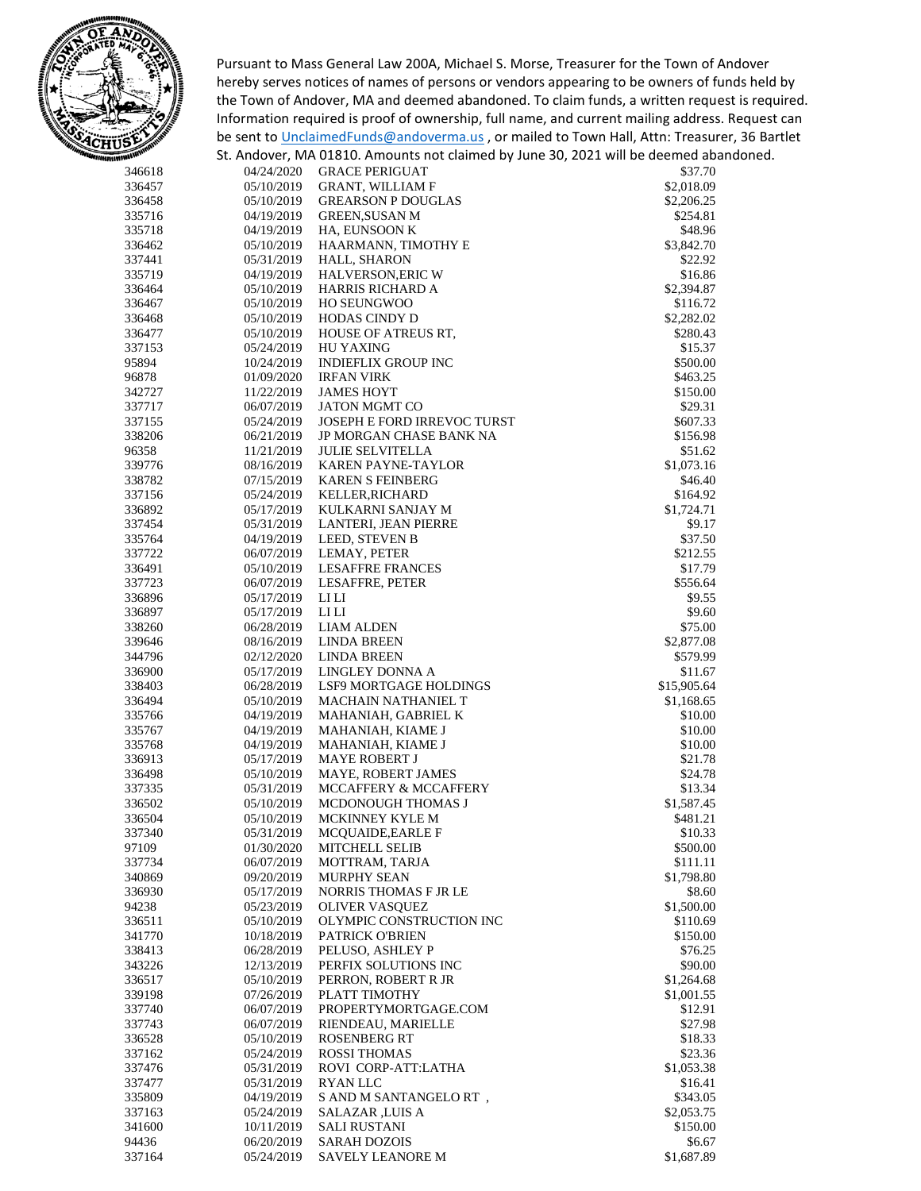Pursuant to Mass General Law 200A, Michael S. Morse, Treasurer for the Town of Andover hereby serves notices of names of persons or vendors appearing to be owners of funds held by the Town of Andover, MA and deemed abandoned. To claim funds, a written request is required. Information required is proof of ownership, full name, and current mailing address. Request can be sent to UnclaimedFunds@andoverma.us , or mailed to Town Hall, Attn: Treasurer, 36 Bartlet St. Andover, MA 01810. Amounts not claimed by June 30, 2021 will be deemed abandoned.

| | | | |
|---|---|---|---|
| 346618 | 04/24/2020 | GRACE PERIGUAT | $37.70 |
| 336457 | 05/10/2019 | GRANT, WILLIAM F | $2,018.09 |
| 336458 | 05/10/2019 | GREARSON P DOUGLAS | $2,206.25 |
| 335716 | 04/19/2019 | GREEN,SUSAN M | $254.81 |
| 335718 | 04/19/2019 | HA, EUNSOON K | $48.96 |
| 336462 | 05/10/2019 | HAARMANN, TIMOTHY E | $3,842.70 |
| 337441 | 05/31/2019 | HALL, SHARON | $22.92 |
| 335719 | 04/19/2019 | HALVERSON,ERIC W | $16.86 |
| 336464 | 05/10/2019 | HARRIS RICHARD A | $2,394.87 |
| 336467 | 05/10/2019 | HO SEUNGWOO | $116.72 |
| 336468 | 05/10/2019 | HODAS CINDY D | $2,282.02 |
| 336477 | 05/10/2019 | HOUSE OF ATREUS RT, | $280.43 |
| 337153 | 05/24/2019 | HU YAXING | $15.37 |
| 95894 | 10/24/2019 | INDIEFLIX GROUP INC | $500.00 |
| 96878 | 01/09/2020 | IRFAN VIRK | $463.25 |
| 342727 | 11/22/2019 | JAMES HOYT | $150.00 |
| 337717 | 06/07/2019 | JATON MGMT CO | $29.31 |
| 337155 | 05/24/2019 | JOSEPH E FORD IRREVOC TURST | $607.33 |
| 338206 | 06/21/2019 | JP MORGAN CHASE BANK NA | $156.98 |
| 96358 | 11/21/2019 | JULIE SELVITELLA | $51.62 |
| 339776 | 08/16/2019 | KAREN PAYNE-TAYLOR | $1,073.16 |
| 338782 | 07/15/2019 | KAREN S FEINBERG | $46.40 |
| 337156 | 05/24/2019 | KELLER,RICHARD | $164.92 |
| 336892 | 05/17/2019 | KULKARNI SANJAY M | $1,724.71 |
| 337454 | 05/31/2019 | LANTERI, JEAN PIERRE | $9.17 |
| 335764 | 04/19/2019 | LEED, STEVEN B | $37.50 |
| 337722 | 06/07/2019 | LEMAY, PETER | $212.55 |
| 336491 | 05/10/2019 | LESAFFRE FRANCES | $17.79 |
| 337723 | 06/07/2019 | LESAFFRE, PETER | $556.64 |
| 336896 | 05/17/2019 | LI LI | $9.55 |
| 336897 | 05/17/2019 | LI LI | $9.60 |
| 338260 | 06/28/2019 | LIAM ALDEN | $75.00 |
| 339646 | 08/16/2019 | LINDA BREEN | $2,877.08 |
| 344796 | 02/12/2020 | LINDA BREEN | $579.99 |
| 336900 | 05/17/2019 | LINGLEY DONNA A | $11.67 |
| 338403 | 06/28/2019 | LSF9 MORTGAGE HOLDINGS | $15,905.64 |
| 336494 | 05/10/2019 | MACHAIN NATHANIEL T | $1,168.65 |
| 335766 | 04/19/2019 | MAHANIAH, GABRIEL K | $10.00 |
| 335767 | 04/19/2019 | MAHANIAH, KIAME J | $10.00 |
| 335768 | 04/19/2019 | MAHANIAH, KIAME J | $10.00 |
| 336913 | 05/17/2019 | MAYE ROBERT J | $21.78 |
| 336498 | 05/10/2019 | MAYE, ROBERT JAMES | $24.78 |
| 337335 | 05/31/2019 | MCCAFFERY & MCCAFFERY | $13.34 |
| 336502 | 05/10/2019 | MCDONOUGH THOMAS J | $1,587.45 |
| 336504 | 05/10/2019 | MCKINNEY KYLE M | $481.21 |
| 337340 | 05/31/2019 | MCQUAIDE,EARLE F | $10.33 |
| 97109 | 01/30/2020 | MITCHELL SELIB | $500.00 |
| 337734 | 06/07/2019 | MOTTRAM, TARJA | $111.11 |
| 340869 | 09/20/2019 | MURPHY SEAN | $1,798.80 |
| 336930 | 05/17/2019 | NORRIS THOMAS F JR LE | $8.60 |
| 94238 | 05/23/2019 | OLIVER VASQUEZ | $1,500.00 |
| 336511 | 05/10/2019 | OLYMPIC CONSTRUCTION INC | $110.69 |
| 341770 | 10/18/2019 | PATRICK O'BRIEN | $150.00 |
| 338413 | 06/28/2019 | PELUSO, ASHLEY P | $76.25 |
| 343226 | 12/13/2019 | PERFIX SOLUTIONS INC | $90.00 |
| 336517 | 05/10/2019 | PERRON, ROBERT R JR | $1,264.68 |
| 339198 | 07/26/2019 | PLATT TIMOTHY | $1,001.55 |
| 337740 | 06/07/2019 | PROPERTYMORTGAGE.COM | $12.91 |
| 337743 | 06/07/2019 | RIENDEAU, MARIELLE | $27.98 |
| 336528 | 05/10/2019 | ROSENBERG RT | $18.33 |
| 337162 | 05/24/2019 | ROSSI THOMAS | $23.36 |
| 337476 | 05/31/2019 | ROVI CORP-ATT:LATHA | $1,053.38 |
| 337477 | 05/31/2019 | RYAN LLC | $16.41 |
| 335809 | 04/19/2019 | S AND M SANTANGELO RT , | $343.05 |
| 337163 | 05/24/2019 | SALAZAR ,LUIS A | $2,053.75 |
| 341600 | 10/11/2019 | SALI RUSTANI | $150.00 |
| 94436 | 06/20/2019 | SARAH DOZOIS | $6.67 |
| 337164 | 05/24/2019 | SAVELY LEANORE M | $1,687.89 |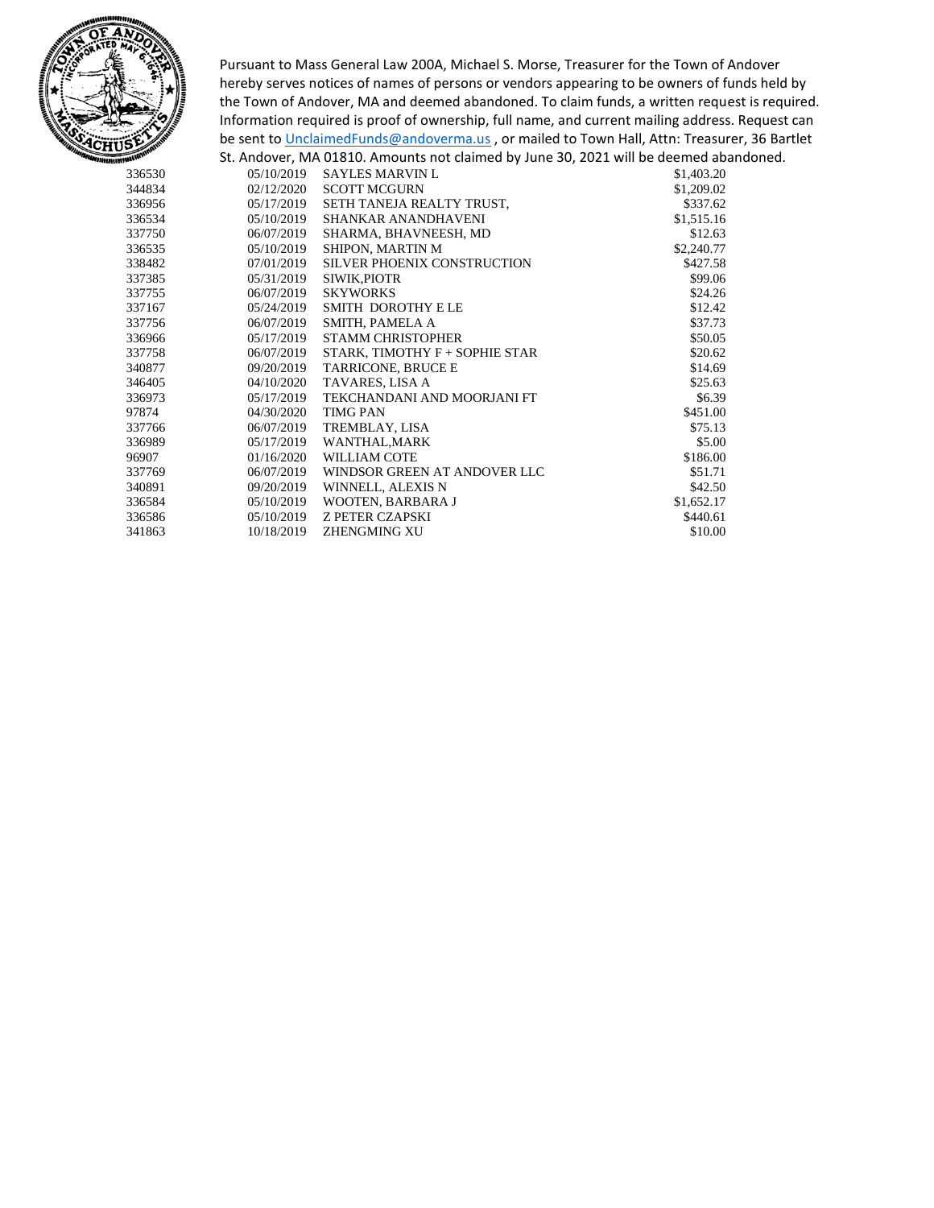Pursuant to Mass General Law 200A, Michael S. Morse, Treasurer for the Town of Andover hereby serves notices of names of persons or vendors appearing to be owners of funds held by the Town of Andover, MA and deemed abandoned. To claim funds, a written request is required. Information required is proof of ownership, full name, and current mailing address. Request can be sent to UnclaimedFunds@andoverma.us , or mailed to Town Hall, Attn: Treasurer, 36 Bartlet St. Andover, MA 01810. Amounts not claimed by June 30, 2021 will be deemed abandoned.

| | | | |
|---|---|---|---|
| 336530 | 05/10/2019 | SAYLES MARVIN L | $1,403.20 |
| 344834 | 02/12/2020 | SCOTT MCGURN | $1,209.02 |
| 336956 | 05/17/2019 | SETH TANEJA REALTY TRUST, | $337.62 |
| 336534 | 05/10/2019 | SHANKAR ANANDHAVENI | $1,515.16 |
| 337750 | 06/07/2019 | SHARMA, BHAVNEESH, MD | $12.63 |
| 336535 | 05/10/2019 | SHIPON, MARTIN M | $2,240.77 |
| 338482 | 07/01/2019 | SILVER PHOENIX CONSTRUCTION | $427.58 |
| 337385 | 05/31/2019 | SIWIK,PIOTR | $99.06 |
| 337755 | 06/07/2019 | SKYWORKS | $24.26 |
| 337167 | 05/24/2019 | SMITH DOROTHY E LE | $12.42 |
| 337756 | 06/07/2019 | SMITH, PAMELA A | $37.73 |
| 336966 | 05/17/2019 | STAMM CHRISTOPHER | $50.05 |
| 337758 | 06/07/2019 | STARK, TIMOTHY F + SOPHIE STAR | $20.62 |
| 340877 | 09/20/2019 | TARRICONE, BRUCE E | $14.69 |
| 346405 | 04/10/2020 | TAVARES, LISA A | $25.63 |
| 336973 | 05/17/2019 | TEKCHANDANI AND MOORJANI FT | $6.39 |
| 97874 | 04/30/2020 | TIMG PAN | $451.00 |
| 337766 | 06/07/2019 | TREMBLAY, LISA | $75.13 |
| 336989 | 05/17/2019 | WANTHAL,MARK | $5.00 |
| 96907 | 01/16/2020 | WILLIAM COTE | $186.00 |
| 337769 | 06/07/2019 | WINDSOR GREEN AT ANDOVER LLC | $51.71 |
| 340891 | 09/20/2019 | WINNELL, ALEXIS N | $42.50 |
| 336584 | 05/10/2019 | WOOTEN, BARBARA J | $1,652.17 |
| 336586 | 05/10/2019 | Z PETER CZAPSKI | $440.61 |
| 341863 | 10/18/2019 | ZHENGMING XU | $10.00 |